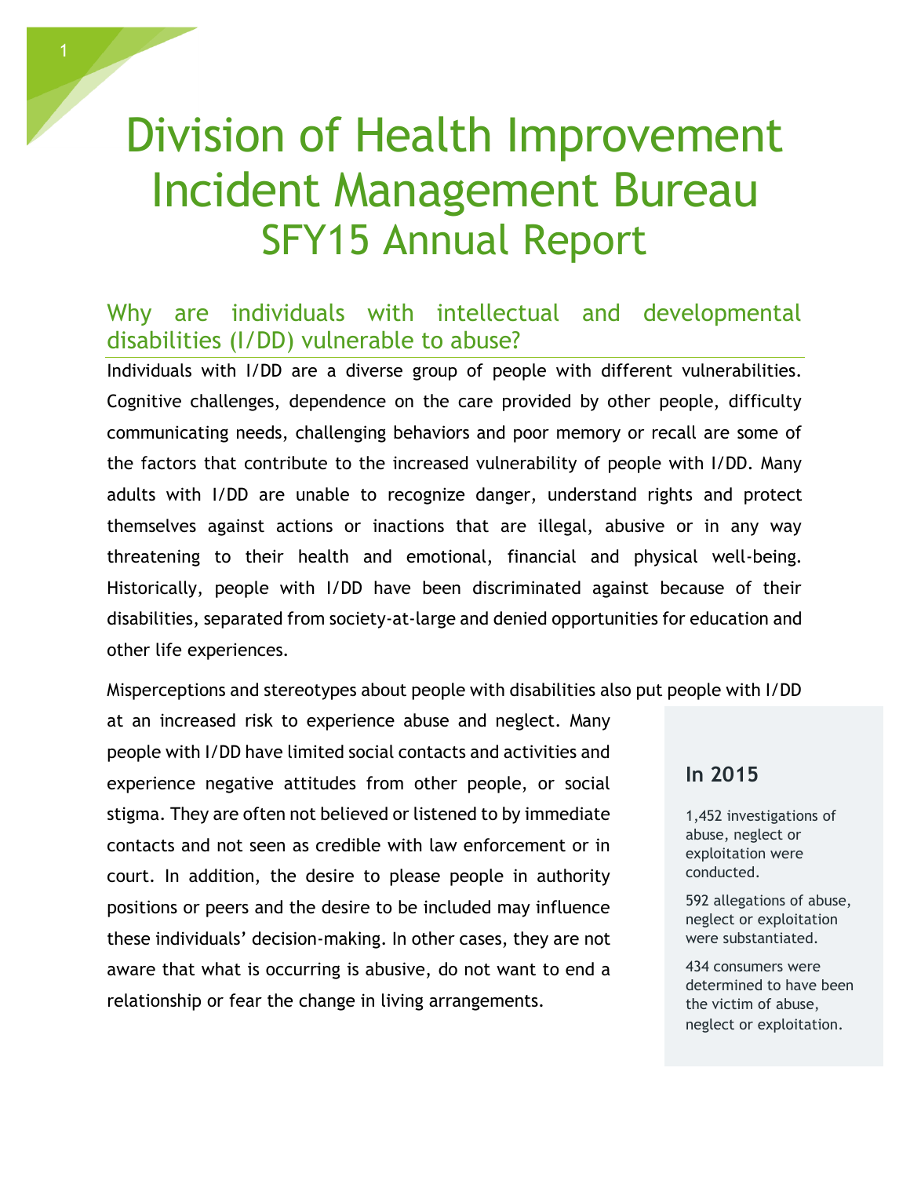# Division of Health Improvement Incident Management Bureau SFY15 Annual Report

## Why are individuals with intellectual and developmental disabilities (I/DD) vulnerable to abuse?

Individuals with I/DD are a diverse group of people with different vulnerabilities. Cognitive challenges, dependence on the care provided by other people, difficulty communicating needs, challenging behaviors and poor memory or recall are some of the factors that contribute to the increased vulnerability of people with I/DD. Many adults with I/DD are unable to recognize danger, understand rights and protect themselves against actions or inactions that are illegal, abusive or in any way threatening to their health and emotional, financial and physical well-being. Historically, people with I/DD have been discriminated against because of their disabilities, separated from society-at-large and denied opportunities for education and other life experiences.

Misperceptions and stereotypes about people with disabilities also put people with I/DD at an increased risk to experience abuse and neglect. Many people with I/DD have limited social contacts and activities and experience negative attitudes from other people, or social stigma. They are often not believed or listened to by immediate contacts and not seen as credible with law enforcement or in court. In addition, the desire to please people in authority positions or peers and the desire to be included may influence these individuals' decision-making. In other cases, they are not aware that what is occurring is abusive, do not want to end a relationship or fear the change in living arrangements.

### In 2015

1,452 investigations of abuse, neglect or exploitation were conducted.

592 allegations of abuse, neglect or exploitation were substantiated.

434 consumers were determined to have been the victim of abuse, neglect or exploitation.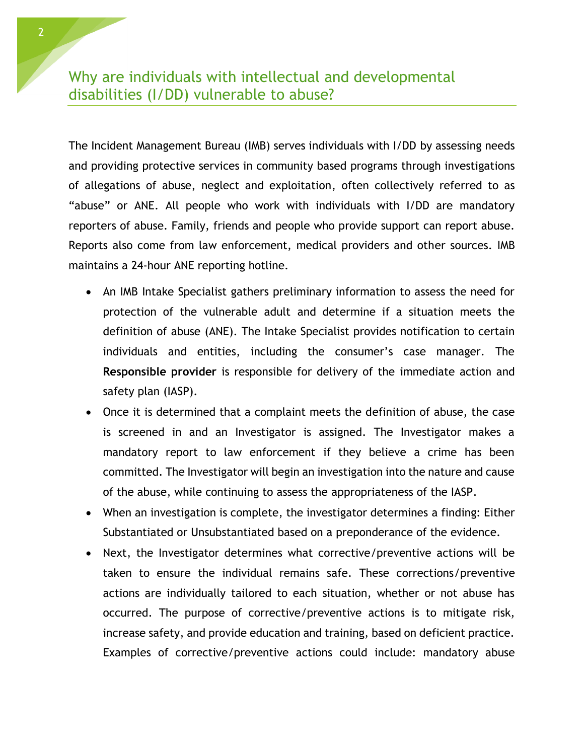## Why are individuals with intellectual and developmental disabilities (I/DD) vulnerable to abuse?

The Incident Management Bureau (IMB) serves individuals with I/DD by assessing needs and providing protective services in community based programs through investigations of allegations of abuse, neglect and exploitation, often collectively referred to as "abuse" or ANE. All people who work with individuals with I/DD are mandatory reporters of abuse. Family, friends and people who provide support can report abuse. Reports also come from law enforcement, medical providers and other sources. IMB maintains a 24-hour ANE reporting hotline.

- An IMB Intake Specialist gathers preliminary information to assess the need for protection of the vulnerable adult and determine if a situation meets the definition of abuse (ANE). The Intake Specialist provides notification to certain individuals and entities, including the consumer's case manager. The **Responsible provider** is responsible for delivery of the immediate action and safety plan (IASP).
- Once it is determined that a complaint meets the definition of abuse, the case is screened in and an Investigator is assigned. The Investigator makes a mandatory report to law enforcement if they believe a crime has been committed. The Investigator will begin an investigation into the nature and cause of the abuse, while continuing to assess the appropriateness of the IASP.
- When an investigation is complete, the investigator determines a finding: Either Substantiated or Unsubstantiated based on a preponderance of the evidence.
- Next, the Investigator determines what corrective/preventive actions will be taken to ensure the individual remains safe. These corrections/preventive actions are individually tailored to each situation, whether or not abuse has occurred. The purpose of corrective/preventive actions is to mitigate risk, increase safety, and provide education and training, based on deficient practice. Examples of corrective/preventive actions could include: mandatory abuse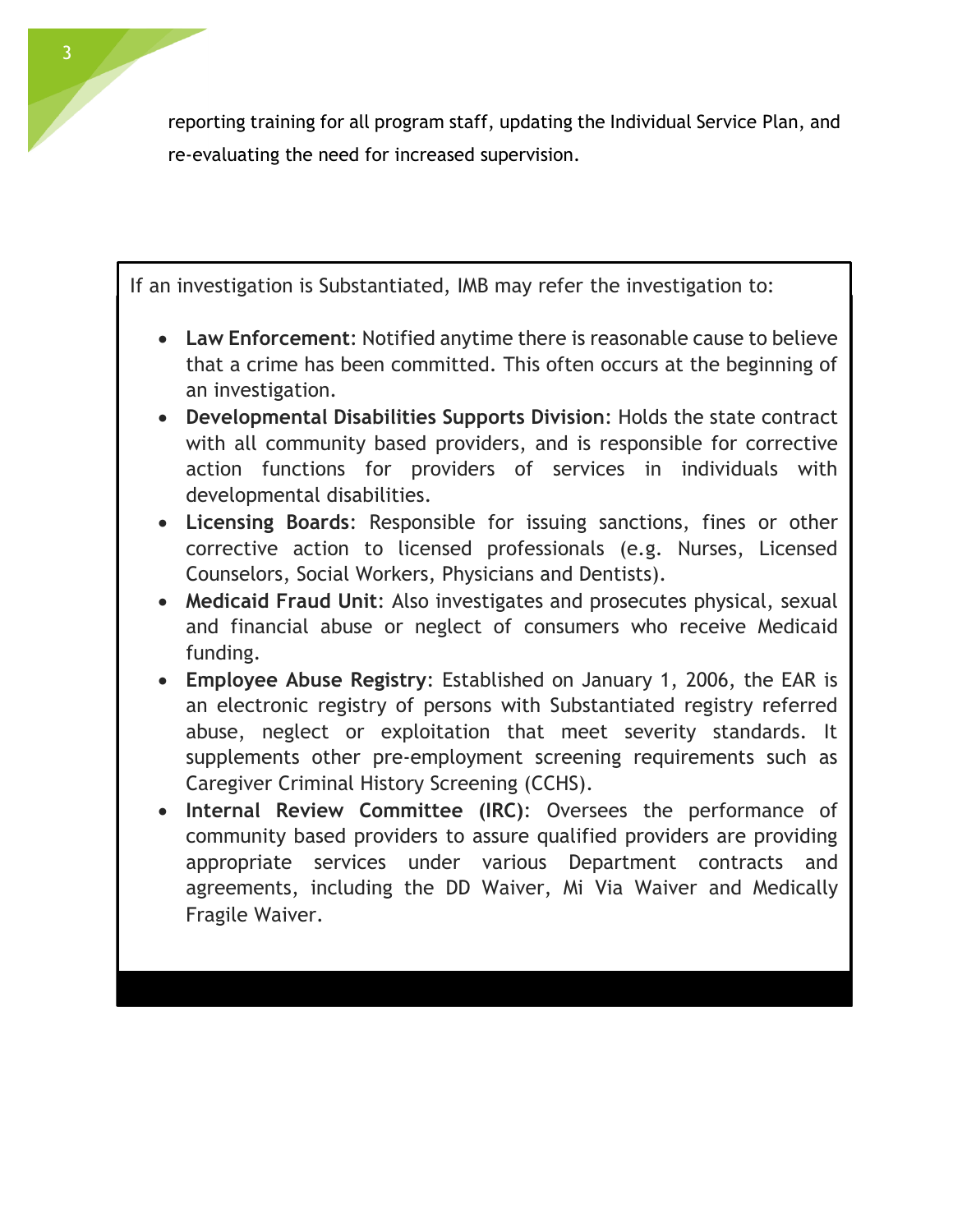reporting training for all program staff, updating the Individual Service Plan, and re-evaluating the need for increased supervision.

If an investigation is Substantiated, IMB may refer the investigation to:

- **Law Enforcement**: Notified anytime there is reasonable cause to believe that a crime has been committed. This often occurs at the beginning of an investigation.
- **Developmental Disabilities Supports Division**: Holds the state contract with all community based providers, and is responsible for corrective action functions for providers of services in individuals with developmental disabilities.
- **Licensing Boards**: Responsible for issuing sanctions, fines or other corrective action to licensed professionals (e.g. Nurses, Licensed Counselors, Social Workers, Physicians and Dentists).
- **Medicaid Fraud Unit**: Also investigates and prosecutes physical, sexual and financial abuse or neglect of consumers who receive Medicaid funding.
- **Employee Abuse Registry**: Established on January 1, 2006, the EAR is an electronic registry of persons with Substantiated registry referred abuse, neglect or exploitation that meet severity standards. It supplements other pre-employment screening requirements such as Caregiver Criminal History Screening (CCHS).
- **Internal Review Committee (IRC)**: Oversees the performance of community based providers to assure qualified providers are providing appropriate services under various Department contracts and agreements, including the DD Waiver, Mi Via Waiver and Medically Fragile Waiver.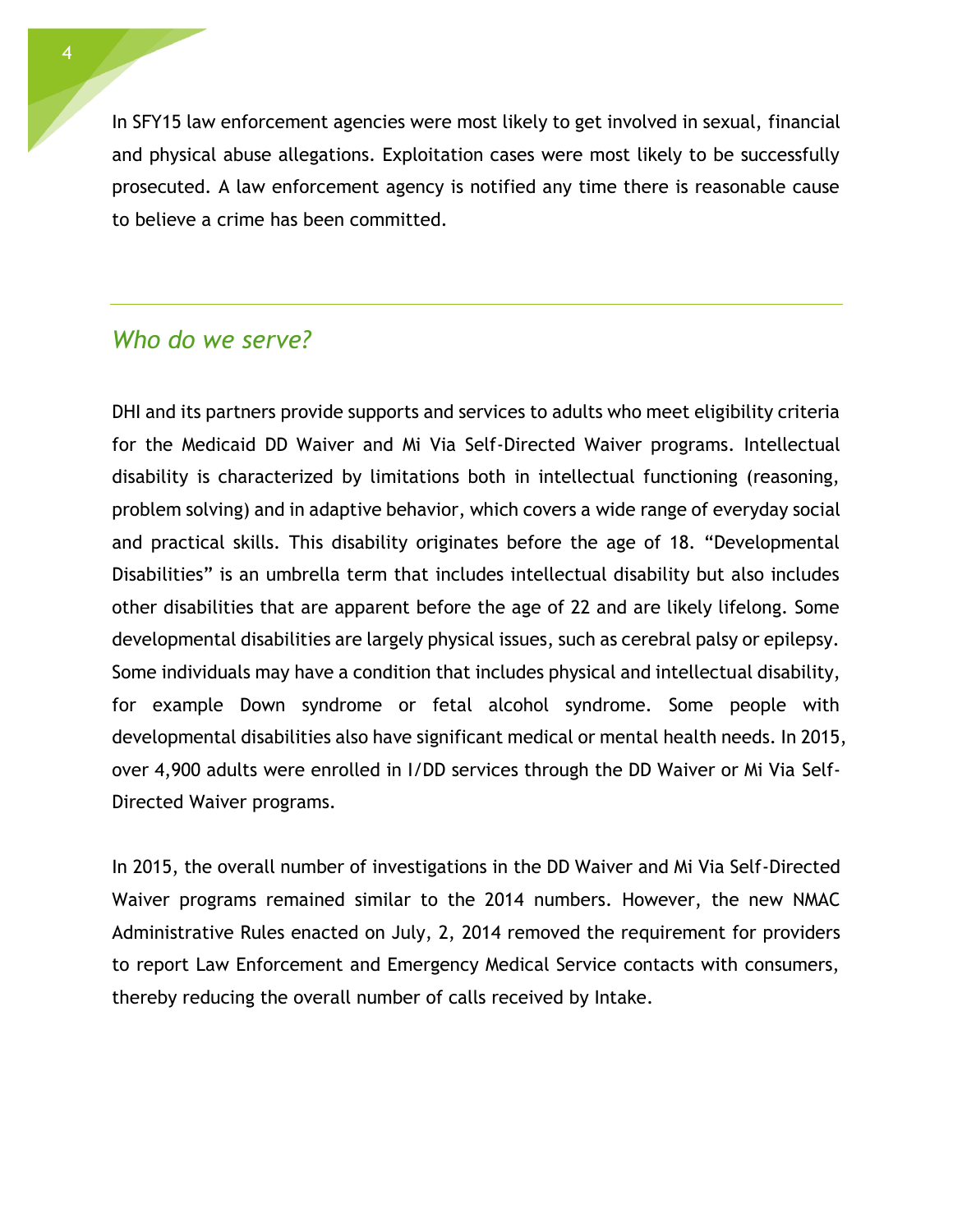In SFY15 law enforcement agencies were most likely to get involved in sexual, financial and physical abuse allegations. Exploitation cases were most likely to be successfully prosecuted. A law enforcement agency is notified any time there is reasonable cause to believe a crime has been committed.

---

## *Who do we serve?*

DHI and its partners provide supports and services to adults who meet eligibility criteria for the Medicaid DD Waiver and Mi Via Self-Directed Waiver programs. Intellectual disability is characterized by limitations both in intellectual functioning (reasoning, problem solving) and in adaptive behavior, which covers a wide range of everyday social and practical skills. This disability originates before the age of 18. “Developmental Disabilities” is an umbrella term that includes intellectual disability but also includes other disabilities that are apparent before the age of 22 and are likely lifelong. Some developmental disabilities are largely physical issues, such as cerebral palsy or epilepsy. Some individuals may have a condition that includes physical and intellectual disability, for example Down syndrome or fetal alcohol syndrome. Some people with developmental disabilities also have significant medical or mental health needs. In 2015, over 4,900 adults were enrolled in I/DD services through the DD Waiver or Mi Via Self-Directed Waiver programs.

In 2015, the overall number of investigations in the DD Waiver and Mi Via Self-Directed Waiver programs remained similar to the 2014 numbers. However, the new NMAC Administrative Rules enacted on July, 2, 2014 removed the requirement for providers to report Law Enforcement and Emergency Medical Service contacts with consumers, thereby reducing the overall number of calls received by Intake.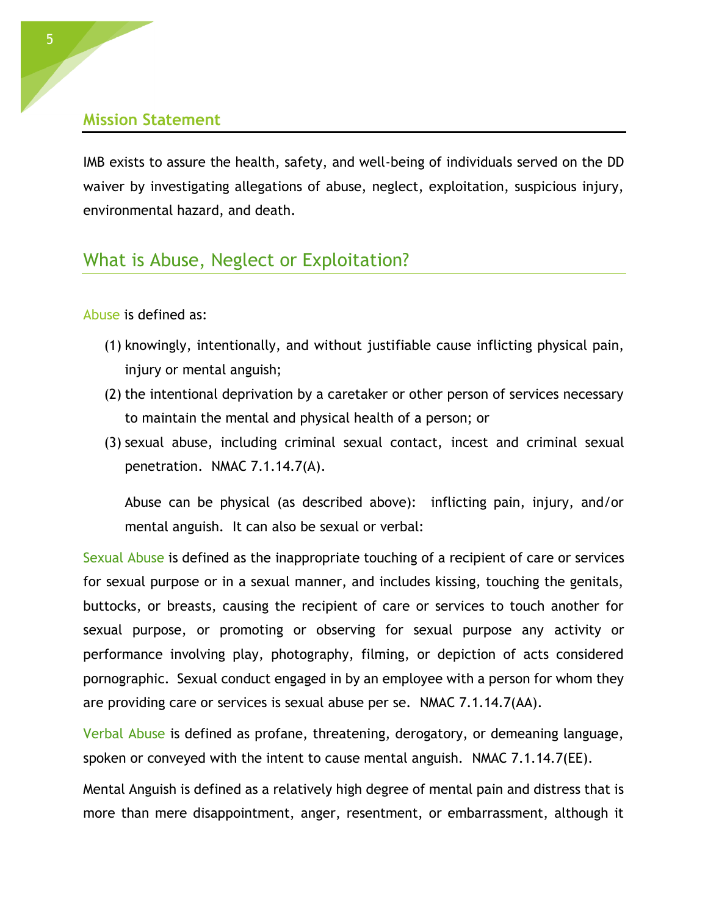## Mission Statement

IMB exists to assure the health, safety, and well-being of individuals served on the DD waiver by investigating allegations of abuse, neglect, exploitation, suspicious injury, environmental hazard, and death.

## What is Abuse, Neglect or Exploitation?

Abuse is defined as:

(1) knowingly, intentionally, and without justifiable cause inflicting physical pain, injury or mental anguish;
(2) the intentional deprivation by a caretaker or other person of services necessary to maintain the mental and physical health of a person; or
(3) sexual abuse, including criminal sexual contact, incest and criminal sexual penetration. NMAC 7.1.14.7(A).

Abuse can be physical (as described above): inflicting pain, injury, and/or mental anguish. It can also be sexual or verbal:

Sexual Abuse is defined as the inappropriate touching of a recipient of care or services for sexual purpose or in a sexual manner, and includes kissing, touching the genitals, buttocks, or breasts, causing the recipient of care or services to touch another for sexual purpose, or promoting or observing for sexual purpose any activity or performance involving play, photography, filming, or depiction of acts considered pornographic. Sexual conduct engaged in by an employee with a person for whom they are providing care or services is sexual abuse per se. NMAC 7.1.14.7(AA).

Verbal Abuse is defined as profane, threatening, derogatory, or demeaning language, spoken or conveyed with the intent to cause mental anguish. NMAC 7.1.14.7(EE).

Mental Anguish is defined as a relatively high degree of mental pain and distress that is more than mere disappointment, anger, resentment, or embarrassment, although it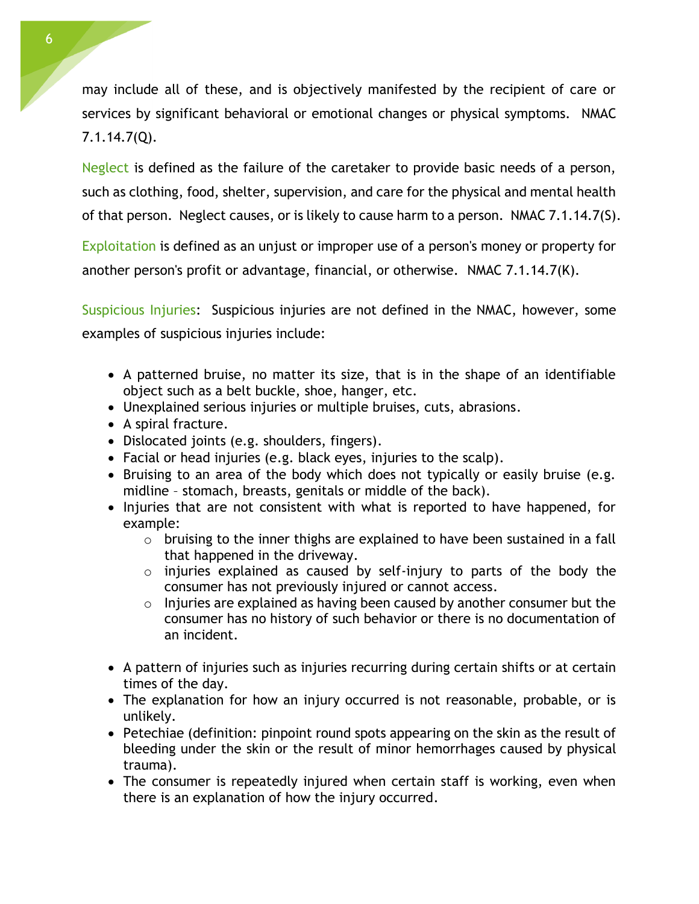may include all of these, and is objectively manifested by the recipient of care or services by significant behavioral or emotional changes or physical symptoms. NMAC 7.1.14.7(Q).

Neglect is defined as the failure of the caretaker to provide basic needs of a person, such as clothing, food, shelter, supervision, and care for the physical and mental health of that person. Neglect causes, or is likely to cause harm to a person. NMAC 7.1.14.7(S).

Exploitation is defined as an unjust or improper use of a person's money or property for another person's profit or advantage, financial, or otherwise. NMAC 7.1.14.7(K).

Suspicious Injuries: Suspicious injuries are not defined in the NMAC, however, some examples of suspicious injuries include:

- A patterned bruise, no matter its size, that is in the shape of an identifiable object such as a belt buckle, shoe, hanger, etc.
- Unexplained serious injuries or multiple bruises, cuts, abrasions.
- A spiral fracture.
- Dislocated joints (e.g. shoulders, fingers).
- Facial or head injuries (e.g. black eyes, injuries to the scalp).
- Bruising to an area of the body which does not typically or easily bruise (e.g. midline – stomach, breasts, genitals or middle of the back).
- Injuries that are not consistent with what is reported to have happened, for example:
    - bruising to the inner thighs are explained to have been sustained in a fall that happened in the driveway.
    - injuries explained as caused by self-injury to parts of the body the consumer has not previously injured or cannot access.
    - Injuries are explained as having been caused by another consumer but the consumer has no history of such behavior or there is no documentation of an incident.
- A pattern of injuries such as injuries recurring during certain shifts or at certain times of the day.
- The explanation for how an injury occurred is not reasonable, probable, or is unlikely.
- Petechiae (definition: pinpoint round spots appearing on the skin as the result of bleeding under the skin or the result of minor hemorrhages caused by physical trauma).
- The consumer is repeatedly injured when certain staff is working, even when there is an explanation of how the injury occurred.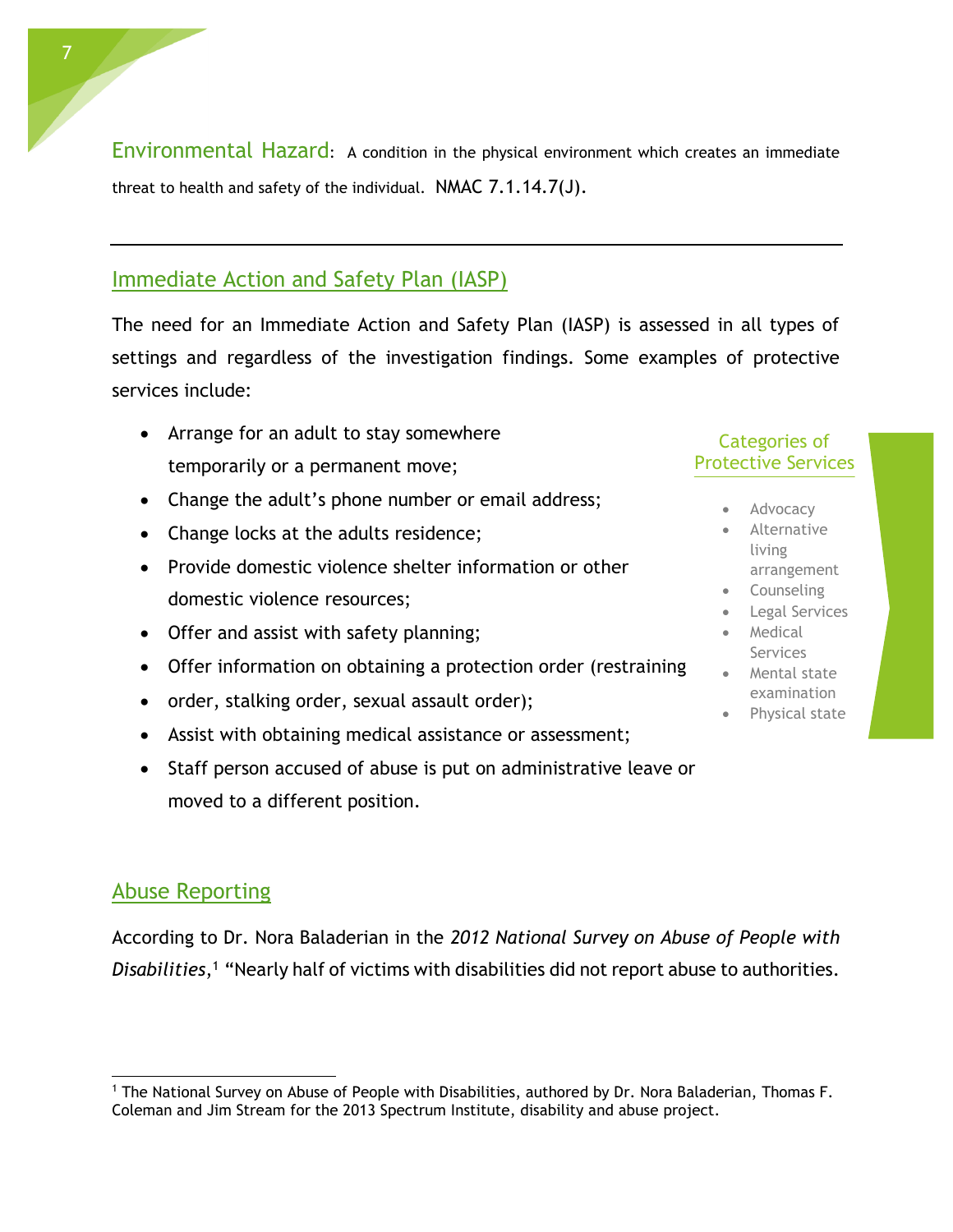**Environmental Hazard**: A condition in the physical environment which creates an immediate threat to health and safety of the individual. NMAC 7.1.14.7(J).

---

## Immediate Action and Safety Plan (IASP)

The need for an Immediate Action and Safety Plan (IASP) is assessed in all types of settings and regardless of the investigation findings. Some examples of protective services include:

- Arrange for an adult to stay somewhere temporarily or a permanent move;
- Change the adult's phone number or email address;
- Change locks at the adults residence;
- Provide domestic violence shelter information or other domestic violence resources;
- Offer and assist with safety planning;
- Offer information on obtaining a protection order (restraining
- order, stalking order, sexual assault order);
- Assist with obtaining medical assistance or assessment;
- Staff person accused of abuse is put on administrative leave or moved to a different position.

### Categories of Protective Services

- Advocacy
- Alternative living arrangement
- Counseling
- Legal Services
- Medical Services
- Mental state examination
- Physical state

## Abuse Reporting

According to Dr. Nora Baladerian in the *2012 National Survey on Abuse of People with Disabilities*,[1] "Nearly half of victims with disabilities did not report abuse to authorities.

---

[1] The National Survey on Abuse of People with Disabilities, authored by Dr. Nora Baladerian, Thomas F. Coleman and Jim Stream for the 2013 Spectrum Institute, disability and abuse project.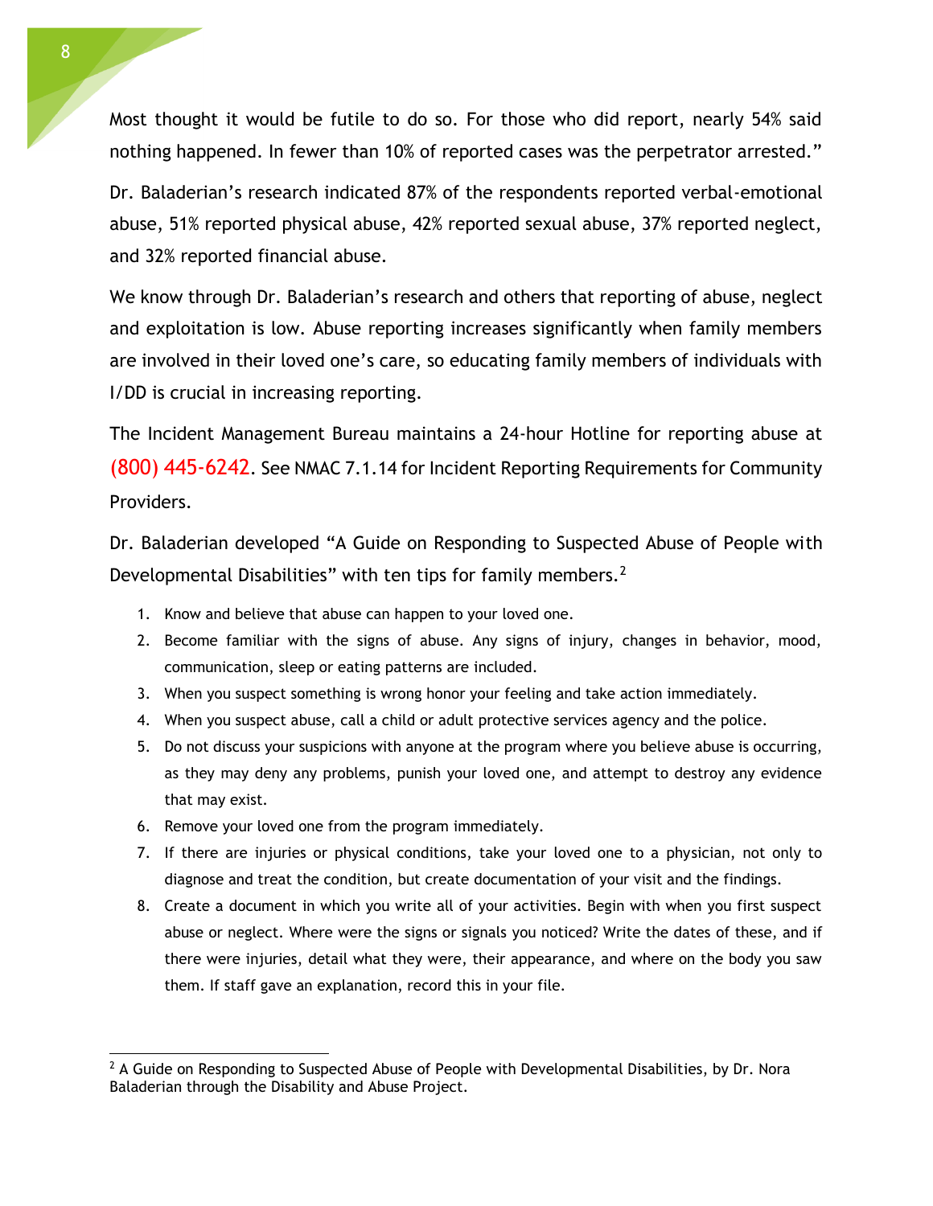Most thought it would be futile to do so. For those who did report, nearly 54% said nothing happened. In fewer than 10% of reported cases was the perpetrator arrested."

Dr. Baladerian's research indicated 87% of the respondents reported verbal-emotional abuse, 51% reported physical abuse, 42% reported sexual abuse, 37% reported neglect, and 32% reported financial abuse.

We know through Dr. Baladerian's research and others that reporting of abuse, neglect and exploitation is low. Abuse reporting increases significantly when family members are involved in their loved one's care, so educating family members of individuals with I/DD is crucial in increasing reporting.

The Incident Management Bureau maintains a 24-hour Hotline for reporting abuse at (800) 445-6242. See NMAC 7.1.14 for Incident Reporting Requirements for Community Providers.

Dr. Baladerian developed "A Guide on Responding to Suspected Abuse of People with Developmental Disabilities" with ten tips for family members.[2]

1. Know and believe that abuse can happen to your loved one.
2. Become familiar with the signs of abuse. Any signs of injury, changes in behavior, mood, communication, sleep or eating patterns are included.
3. When you suspect something is wrong honor your feeling and take action immediately.
4. When you suspect abuse, call a child or adult protective services agency and the police.
5. Do not discuss your suspicions with anyone at the program where you believe abuse is occurring, as they may deny any problems, punish your loved one, and attempt to destroy any evidence that may exist.
6. Remove your loved one from the program immediately.
7. If there are injuries or physical conditions, take your loved one to a physician, not only to diagnose and treat the condition, but create documentation of your visit and the findings.
8. Create a document in which you write all of your activities. Begin with when you first suspect abuse or neglect. Where were the signs or signals you noticed? Write the dates of these, and if there were injuries, detail what they were, their appearance, and where on the body you saw them. If staff gave an explanation, record this in your file.

---

[2] A Guide on Responding to Suspected Abuse of People with Developmental Disabilities, by Dr. Nora Baladerian through the Disability and Abuse Project.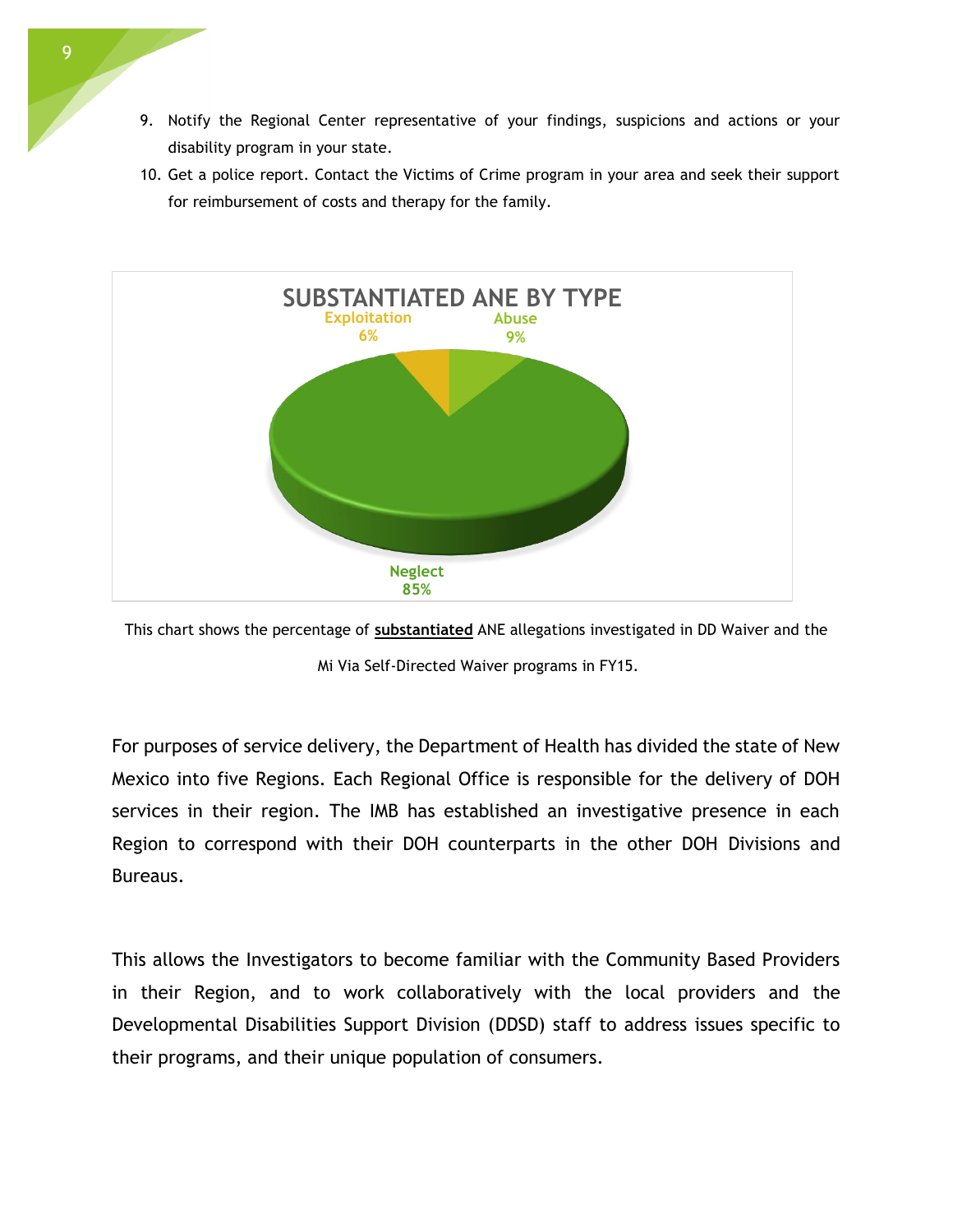9. Notify the Regional Center representative of your findings, suspicions and actions or your disability program in your state.
10. Get a police report. Contact the Victims of Crime program in your area and seek their support for reimbursement of costs and therapy for the family.

**SUBSTANTIATED ANE BY TYPE**

| Type | Percentage |
| --- | --- |
| Exploitation | 6% |
| Abuse | 9% |
| Neglect | 85% |

This chart shows the percentage of **substantiated** ANE allegations investigated in DD Waiver and the Mi Via Self-Directed Waiver programs in FY15.

For purposes of service delivery, the Department of Health has divided the state of New Mexico into five Regions. Each Regional Office is responsible for the delivery of DOH services in their region. The IMB has established an investigative presence in each Region to correspond with their DOH counterparts in the other DOH Divisions and Bureaus.

This allows the Investigators to become familiar with the Community Based Providers in their Region, and to work collaboratively with the local providers and the Developmental Disabilities Support Division (DDSD) staff to address issues specific to their programs, and their unique population of consumers.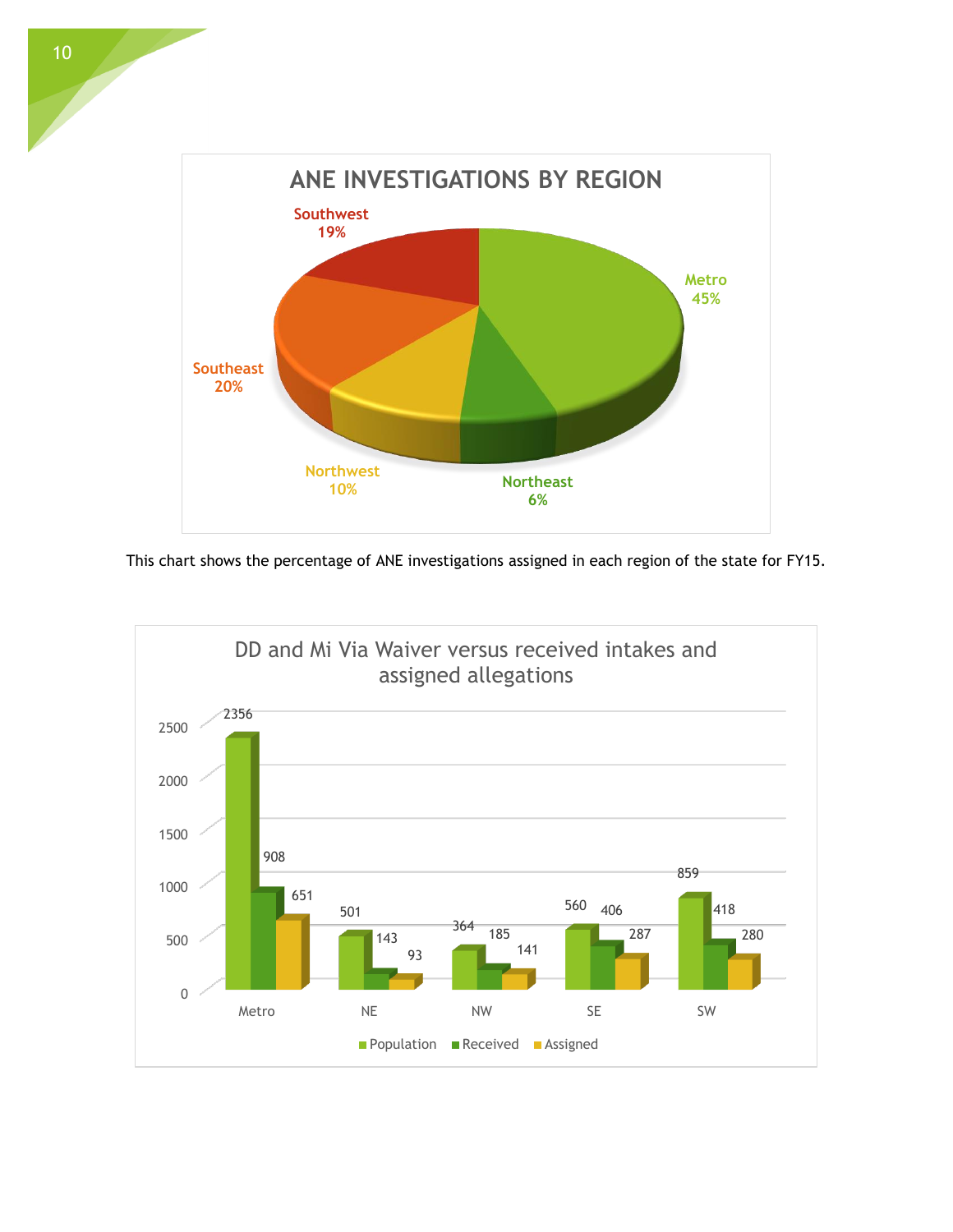## ANE INVESTIGATIONS BY REGION

| Region | Percentage |
|---|---|
| Metro | 45% |
| Northeast | 6% |
| Northwest | 10% |
| Southeast | 20% |
| Southwest | 19% |

This chart shows the percentage of ANE investigations assigned in each region of the state for FY15.

## DD and Mi Via Waiver versus received intakes and assigned allegations

| Region | Population | Received | Assigned |
|---|---|---|---|
| Metro | 2356 | 908 | 651 |
| NE | 501 | 143 | 93 |
| NW | 364 | 185 | 141 |
| SE | 560 | 406 | 287 |
| SW | 859 | 418 | 280 |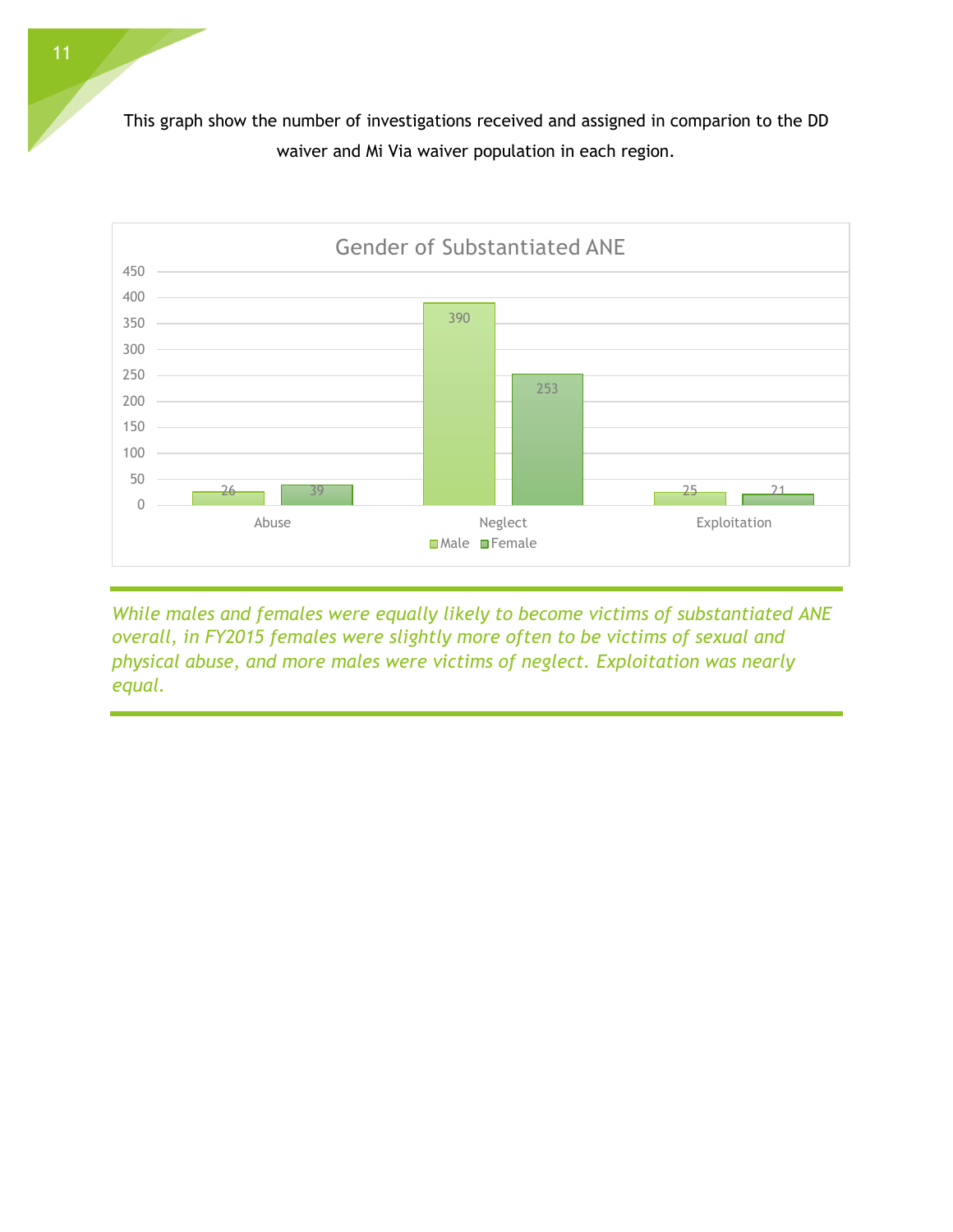This graph show the number of investigations received and assigned in comparion to the DD waiver and Mi Via waiver population in each region.

**Gender of Substantiated ANE**

| | Male | Female |
|---|---|---|
| Abuse | 26 | 39 |
| Neglect | 390 | 253 |
| Exploitation | 25 | 21 |

*While males and females were equally likely to become victims of substantiated ANE overall, in FY2015 females were slightly more often to be victims of sexual and physical abuse, and more males were victims of neglect. Exploitation was nearly equal.*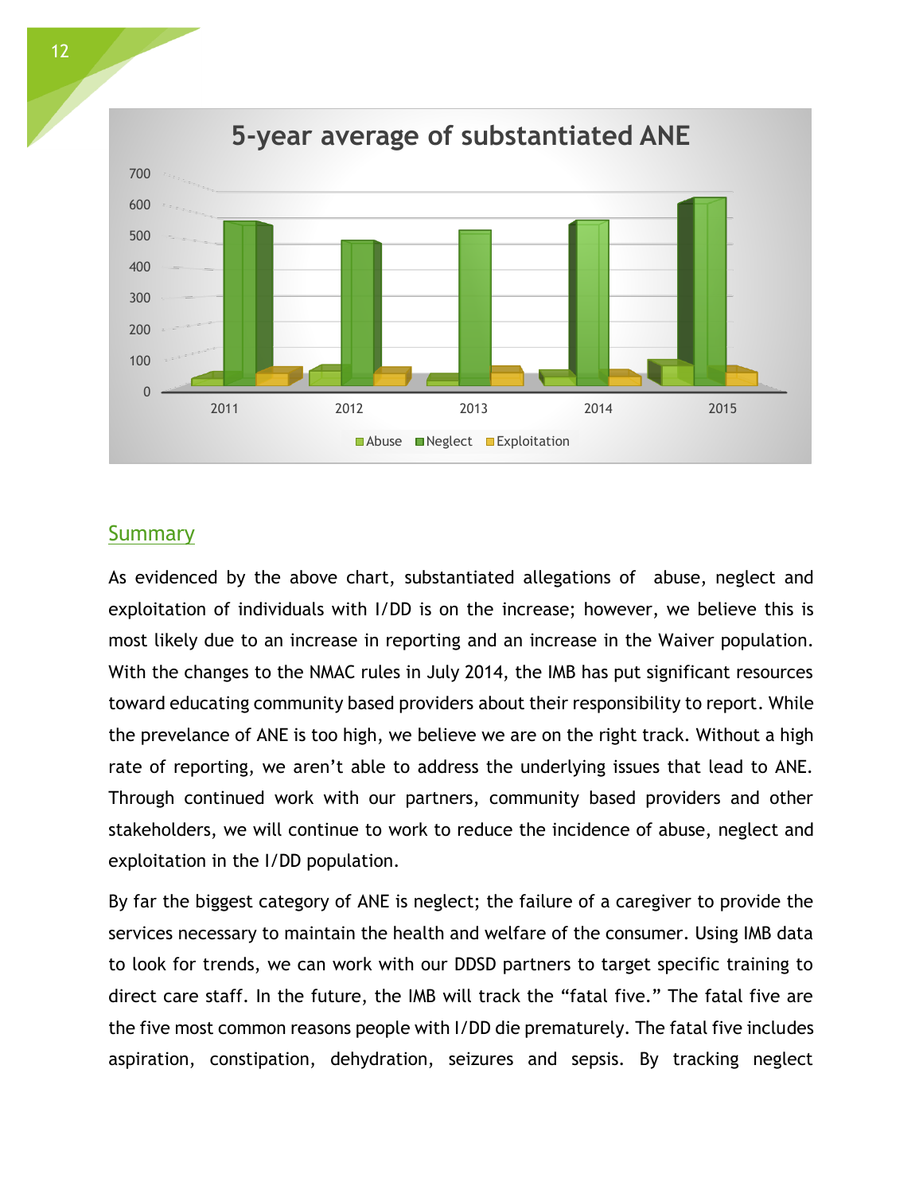## Summary

As evidenced by the above chart, substantiated allegations of abuse, neglect and exploitation of individuals with I/DD is on the increase; however, we believe this is most likely due to an increase in reporting and an increase in the Waiver population. With the changes to the NMAC rules in July 2014, the IMB has put significant resources toward educating community based providers about their responsibility to report. While the prevelance of ANE is too high, we believe we are on the right track. Without a high rate of reporting, we aren't able to address the underlying issues that lead to ANE. Through continued work with our partners, community based providers and other stakeholders, we will continue to work to reduce the incidence of abuse, neglect and exploitation in the I/DD population.

By far the biggest category of ANE is neglect; the failure of a caregiver to provide the services necessary to maintain the health and welfare of the consumer. Using IMB data to look for trends, we can work with our DDSD partners to target specific training to direct care staff. In the future, the IMB will track the "fatal five." The fatal five are the five most common reasons people with I/DD die prematurely. The fatal five includes aspiration, constipation, dehydration, seizures and sepsis. By tracking neglect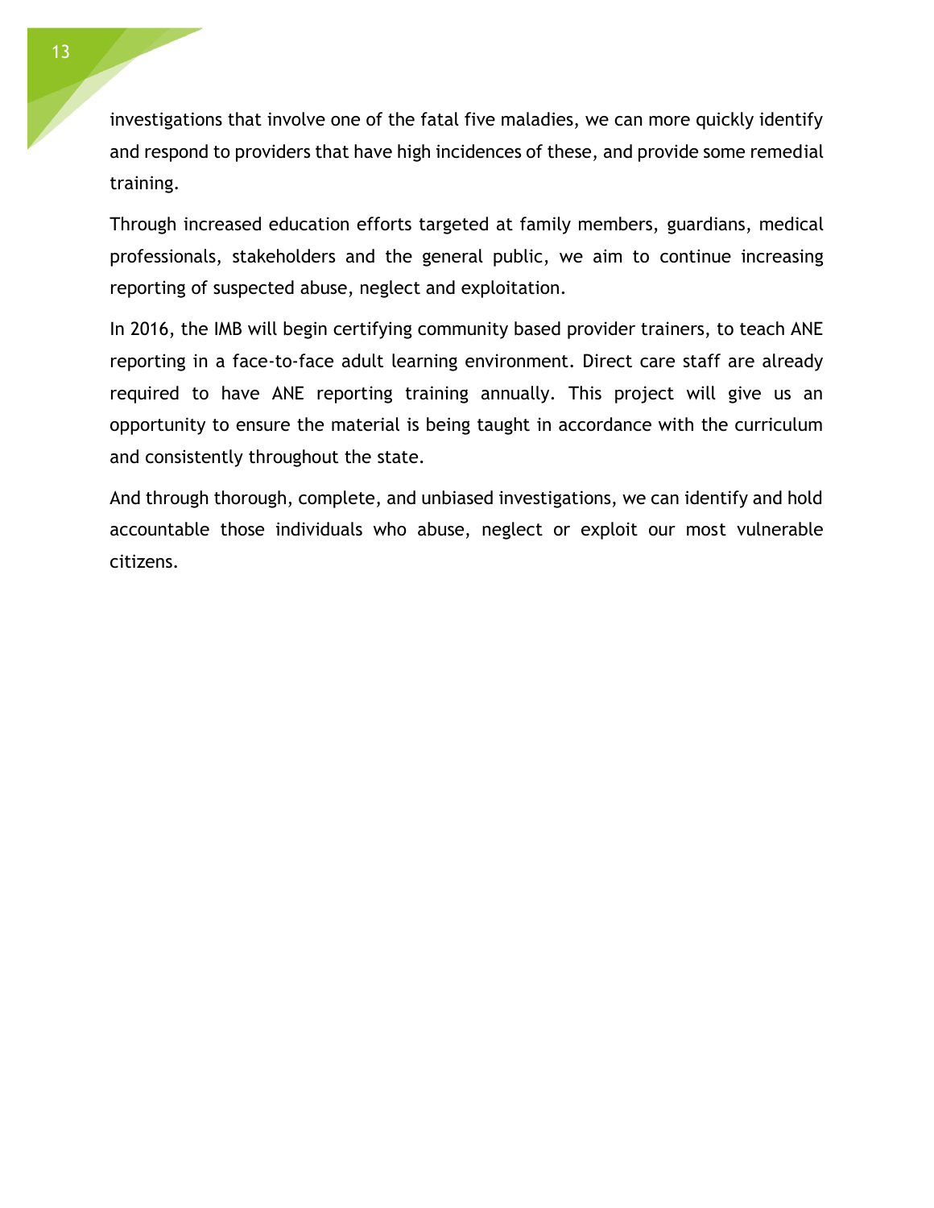investigations that involve one of the fatal five maladies, we can more quickly identify and respond to providers that have high incidences of these, and provide some remedial training.

Through increased education efforts targeted at family members, guardians, medical professionals, stakeholders and the general public, we aim to continue increasing reporting of suspected abuse, neglect and exploitation.

In 2016, the IMB will begin certifying community based provider trainers, to teach ANE reporting in a face-to-face adult learning environment. Direct care staff are already required to have ANE reporting training annually. This project will give us an opportunity to ensure the material is being taught in accordance with the curriculum and consistently throughout the state.

And through thorough, complete, and unbiased investigations, we can identify and hold accountable those individuals who abuse, neglect or exploit our most vulnerable citizens.